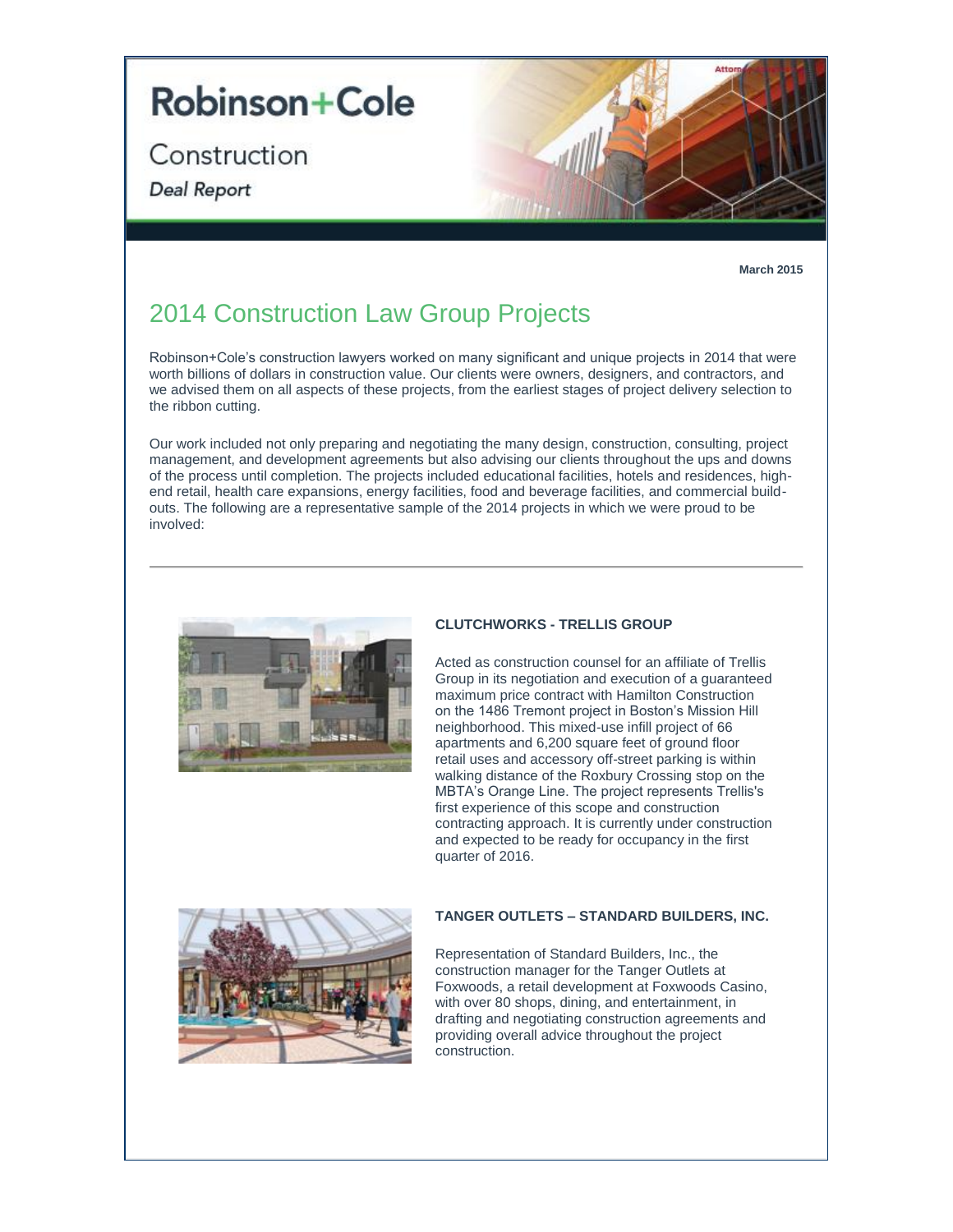# Robinson+Cole

## Construction

***Deal Report***

**March 2015**

# 2014 Construction Law Group Projects

Robinson+Cole's construction lawyers worked on many significant and unique projects in 2014 that were worth billions of dollars in construction value. Our clients were owners, designers, and contractors, and we advised them on all aspects of these projects, from the earliest stages of project delivery selection to the ribbon cutting.

Our work included not only preparing and negotiating the many design, construction, consulting, project management, and development agreements but also advising our clients throughout the ups and downs of the process until completion. The projects included educational facilities, hotels and residences, high-end retail, health care expansions, energy facilities, food and beverage facilities, and commercial build-outs. The following are a representative sample of the 2014 projects in which we were proud to be involved:

---

**CLUTCHWORKS - TRELLIS GROUP**

Acted as construction counsel for an affiliate of Trellis Group in its negotiation and execution of a guaranteed maximum price contract with Hamilton Construction on the 1486 Tremont project in Boston's Mission Hill neighborhood. This mixed-use infill project of 66 apartments and 6,200 square feet of ground floor retail uses and accessory off-street parking is within walking distance of the Roxbury Crossing stop on the MBTA's Orange Line. The project represents Trellis's first experience of this scope and construction contracting approach. It is currently under construction and expected to be ready for occupancy in the first quarter of 2016.

**TANGER OUTLETS – STANDARD BUILDERS, INC.**

Representation of Standard Builders, Inc., the construction manager for the Tanger Outlets at Foxwoods, a retail development at Foxwoods Casino, with over 80 shops, dining, and entertainment, in drafting and negotiating construction agreements and providing overall advice throughout the project construction.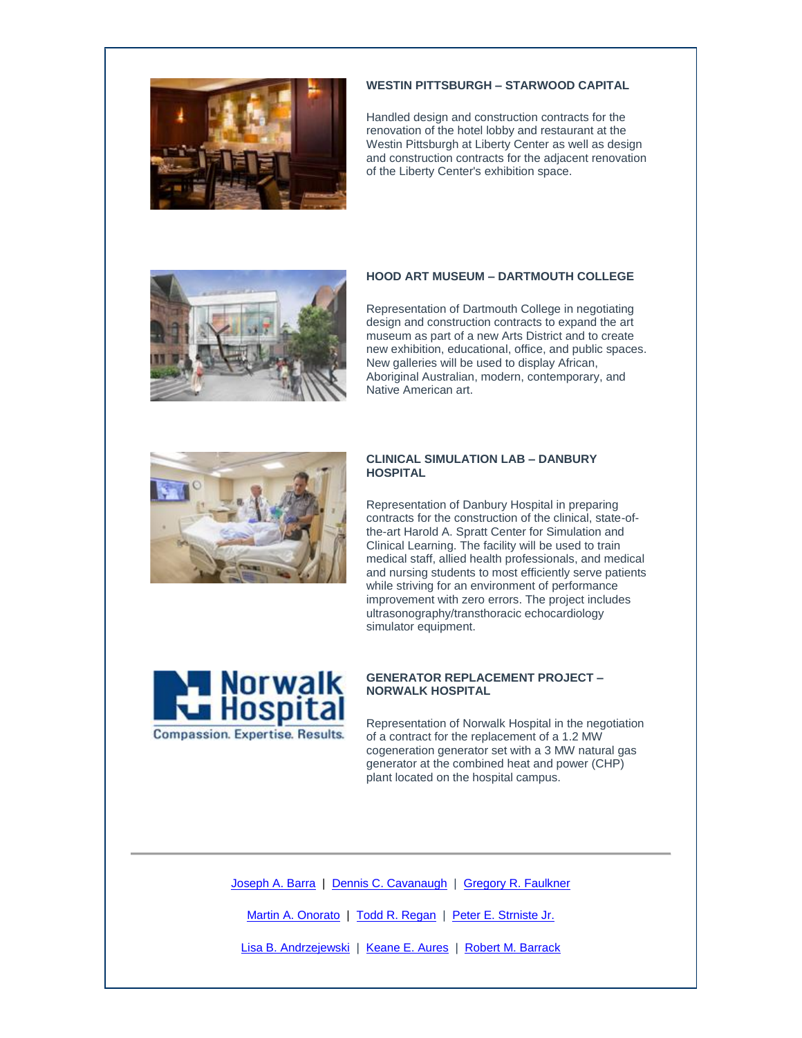### WESTIN PITTSBURGH – STARWOOD CAPITAL

Handled design and construction contracts for the renovation of the hotel lobby and restaurant at the Westin Pittsburgh at Liberty Center as well as design and construction contracts for the adjacent renovation of the Liberty Center's exhibition space.

### HOOD ART MUSEUM – DARTMOUTH COLLEGE

Representation of Dartmouth College in negotiating design and construction contracts to expand the art museum as part of a new Arts District and to create new exhibition, educational, office, and public spaces. New galleries will be used to display African, Aboriginal Australian, modern, contemporary, and Native American art.

### CLINICAL SIMULATION LAB – DANBURY HOSPITAL

Representation of Danbury Hospital in preparing contracts for the construction of the clinical, state-of-the-art Harold A. Spratt Center for Simulation and Clinical Learning. The facility will be used to train medical staff, allied health professionals, and medical and nursing students to most efficiently serve patients while striving for an environment of performance improvement with zero errors. The project includes ultrasonography/transthoracic echocardiology simulator equipment.

### GENERATOR REPLACEMENT PROJECT – NORWALK HOSPITAL

Representation of Norwalk Hospital in the negotiation of a contract for the replacement of a 1.2 MW cogeneration generator set with a 3 MW natural gas generator at the combined heat and power (CHP) plant located on the hospital campus.

---

Joseph A. Barra | Dennis C. Cavanaugh | Gregory R. Faulkner

Martin A. Onorato | Todd R. Regan | Peter E. Strniste Jr.

Lisa B. Andrzejewski | Keane E. Aures | Robert M. Barrack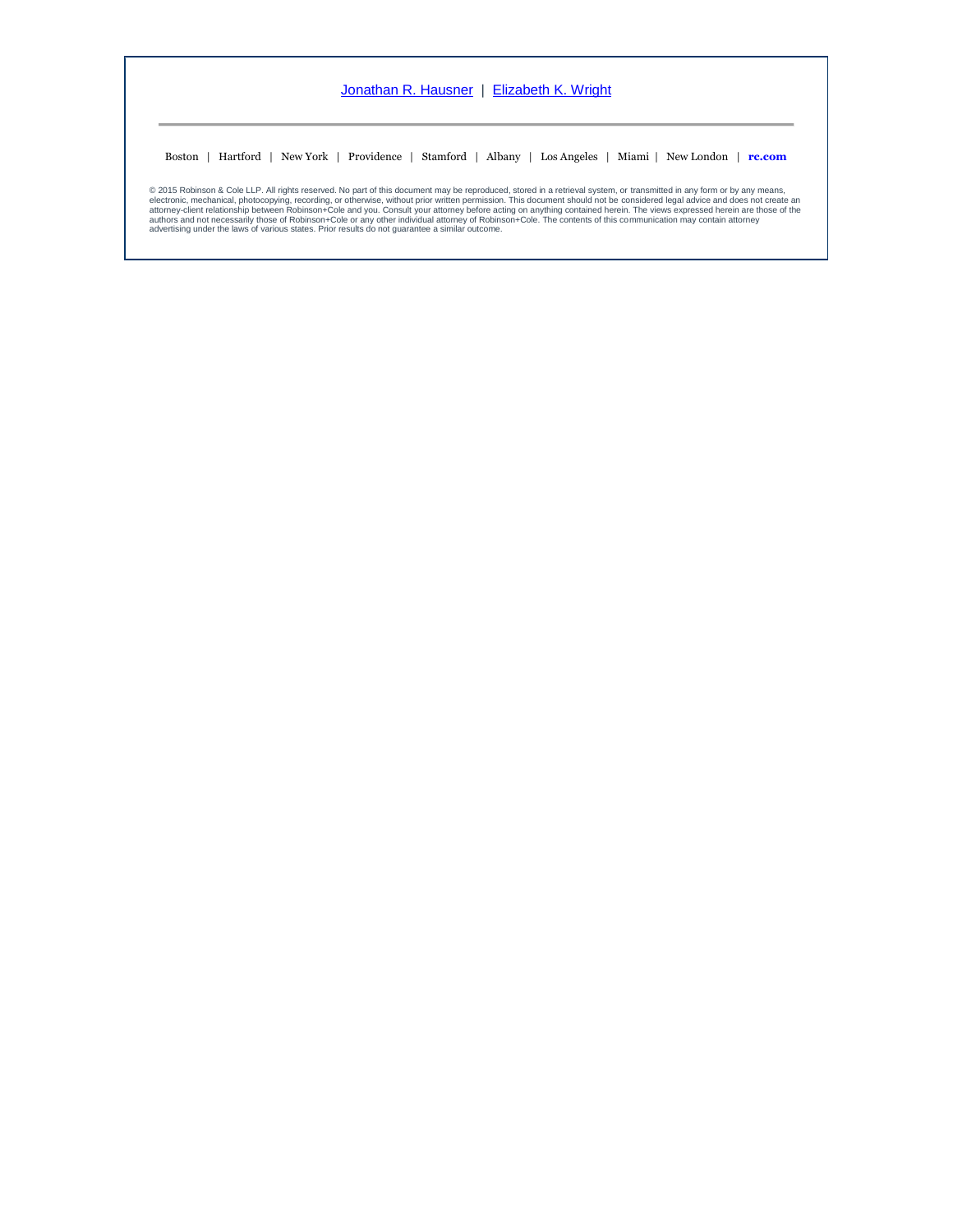Jonathan R. Hausner | Elizabeth K. Wright

---

Boston | Hartford | New York | Providence | Stamford | Albany | Los Angeles | Miami | New London | **rc.com**

© 2015 Robinson & Cole LLP. All rights reserved. No part of this document may be reproduced, stored in a retrieval system, or transmitted in any form or by any means, electronic, mechanical, photocopying, recording, or otherwise, without prior written permission. This document should not be considered legal advice and does not create an attorney-client relationship between Robinson+Cole and you. Consult your attorney before acting on anything contained herein. The views expressed herein are those of the authors and not necessarily those of Robinson+Cole or any other individual attorney of Robinson+Cole. The contents of this communication may contain attorney advertising under the laws of various states. Prior results do not guarantee a similar outcome.